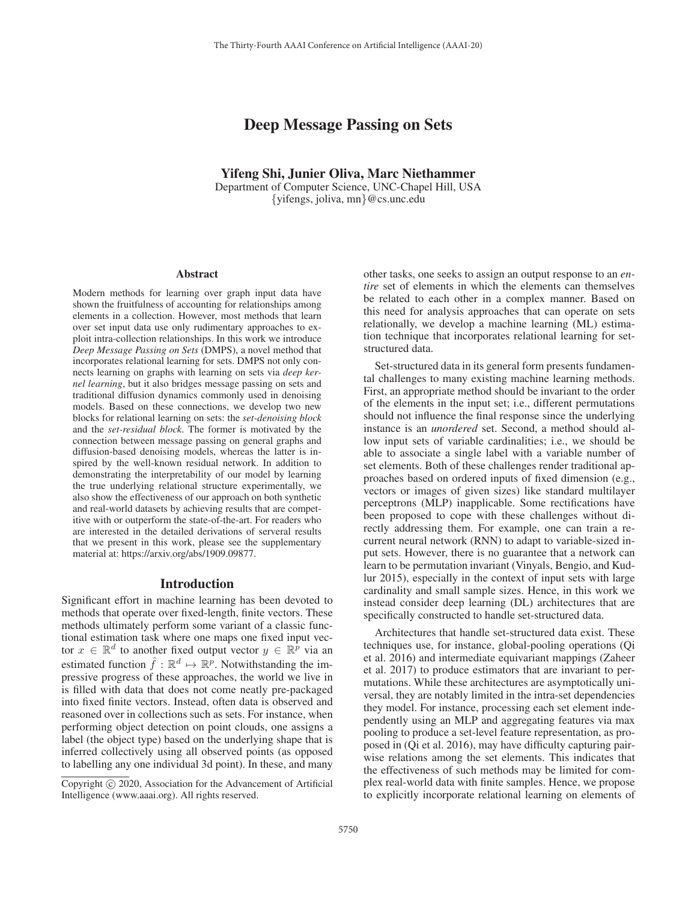# Deep Message Passing on Sets

**Yifeng Shi, Junier Oliva, Marc Niethammer**

Department of Computer Science, UNC-Chapel Hill, USA

{yifengs, joliva, mn}@cs.unc.edu

## Abstract

Modern methods for learning over graph input data have shown the fruitfulness of accounting for relationships among elements in a collection. However, most methods that learn over set input data use only rudimentary approaches to exploit intra-collection relationships. In this work we introduce *Deep Message Passing on Sets* (DMPS), a novel method that incorporates relational learning for sets. DMPS not only connects learning on graphs with learning on sets via *deep kernel learning*, but it also bridges message passing on sets and traditional diffusion dynamics commonly used in denoising models. Based on these connections, we develop two new blocks for relational learning on sets: the *set-denoising block* and the *set-residual block*. The former is motivated by the connection between message passing on general graphs and diffusion-based denoising models, whereas the latter is inspired by the well-known residual network. In addition to demonstrating the interpretability of our model by learning the true underlying relational structure experimentally, we also show the effectiveness of our approach on both synthetic and real-world datasets by achieving results that are competitive with or outperform the state-of-the-art. For readers who are interested in the detailed derivations of serveral results that we present in this work, please see the supplementary material at: https://arxiv.org/abs/1909.09877.

## Introduction

Significant effort in machine learning has been devoted to methods that operate over fixed-length, finite vectors. These methods ultimately perform some variant of a classic functional estimation task where one maps one fixed input vector $x \in \mathbb{R}^d$ to another fixed output vector $y \in \mathbb{R}^p$ via an estimated function $\hat{f} : \mathbb{R}^d \mapsto \mathbb{R}^p$. Notwithstanding the impressive progress of these approaches, the world we live in is filled with data that does not come neatly pre-packaged into fixed finite vectors. Instead, often data is observed and reasoned over in collections such as sets. For instance, when performing object detection on point clouds, one assigns a label (the object type) based on the underlying shape that is inferred collectively using all observed points (as opposed to labelling any one individual 3d point). In these, and many other tasks, one seeks to assign an output response to an *entire* set of elements in which the elements can themselves be related to each other in a complex manner. Based on this need for analysis approaches that can operate on sets relationally, we develop a machine learning (ML) estimation technique that incorporates relational learning for set-structured data.

Set-structured data in its general form presents fundamental challenges to many existing machine learning methods. First, an appropriate method should be invariant to the order of the elements in the input set; i.e., different permutations should not influence the final response since the underlying instance is an *unordered* set. Second, a method should allow input sets of variable cardinalities; i.e., we should be able to associate a single label with a variable number of set elements. Both of these challenges render traditional approaches based on ordered inputs of fixed dimension (e.g., vectors or images of given sizes) like standard multilayer perceptrons (MLP) inapplicable. Some rectifications have been proposed to cope with these challenges without directly addressing them. For example, one can train a recurrent neural network (RNN) to adapt to variable-sized input sets. However, there is no guarantee that a network can learn to be permutation invariant (Vinyals, Bengio, and Kudlur 2015), especially in the context of input sets with large cardinality and small sample sizes. Hence, in this work we instead consider deep learning (DL) architectures that are specifically constructed to handle set-structured data.

Architectures that handle set-structured data exist. These techniques use, for instance, global-pooling operations (Qi et al. 2016) and intermediate equivariant mappings (Zaheer et al. 2017) to produce estimators that are invariant to permutations. While these architectures are asymptotically universal, they are notably limited in the intra-set dependencies they model. For instance, processing each set element independently using an MLP and aggregating features via max pooling to produce a set-level feature representation, as proposed in (Qi et al. 2016), may have difficulty capturing pairwise relations among the set elements. This indicates that the effectiveness of such methods may be limited for complex real-world data with finite samples. Hence, we propose to explicitly incorporate relational learning on elements of

Copyright © 2020, Association for the Advancement of Artificial Intelligence (www.aaai.org). All rights reserved.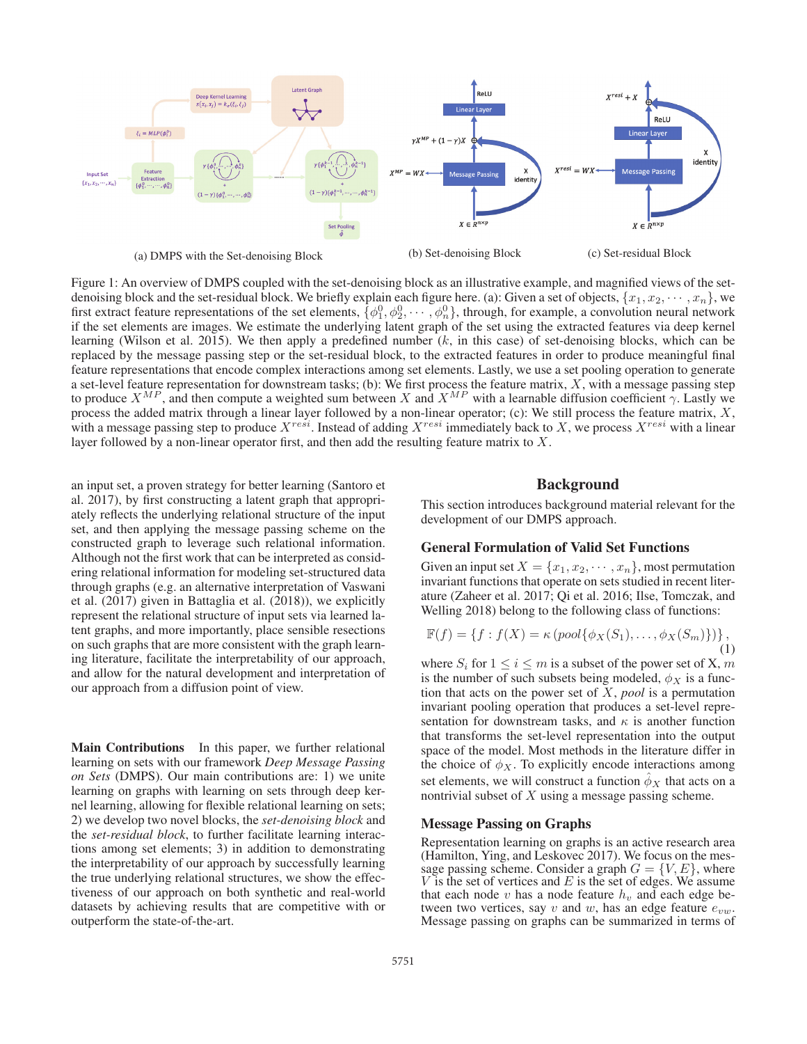(a) DMPS with the Set-denoising Block

(b) Set-denoising Block

(c) Set-residual Block

Figure 1: An overview of DMPS coupled with the set-denoising block as an illustrative example, and magnified views of the set-denoising block and the set-residual block. We briefly explain each figure here. (a): Given a set of objects, $\{x_1, x_2, \cdots, x_n\}$, we first extract feature representations of the set elements, $\{\phi_1^0, \phi_2^0, \cdots, \phi_n^0\}$, through, for example, a convolution neural network if the set elements are images. We estimate the underlying latent graph of the set using the extracted features via deep kernel learning (Wilson et al. 2015). We then apply a predefined number ($k$, in this case) of set-denoising blocks, which can be replaced by the message passing step or the set-residual block, to the extracted features in order to produce meaningful final feature representations that encode complex interactions among set elements. Lastly, we use a set pooling operation to generate a set-level feature representation for downstream tasks; (b): We first process the feature matrix, $X$, with a message passing step to produce $X^{MP}$, and then compute a weighted sum between $X$ and $X^{MP}$ with a learnable diffusion coefficient $\gamma$. Lastly we process the added matrix through a linear layer followed by a non-linear operator; (c): We still process the feature matrix, $X$, with a message passing step to produce $X^{resi}$. Instead of adding $X^{resi}$ immediately back to $X$, we process $X^{resi}$ with a linear layer followed by a non-linear operator first, and then add the resulting feature matrix to $X$.

an input set, a proven strategy for better learning (Santoro et al. 2017), by first constructing a latent graph that appropriately reflects the underlying relational structure of the input set, and then applying the message passing scheme on the constructed graph to leverage such relational information. Although not the first work that can be interpreted as considering relational information for modeling set-structured data through graphs (e.g. an alternative interpretation of Vaswani et al. (2017) given in Battaglia et al. (2018)), we explicitly represent the relational structure of input sets via learned latent graphs, and more importantly, place sensible resections on such graphs that are more consistent with the graph learning literature, facilitate the interpretability of our approach, and allow for the natural development and interpretation of our approach from a diffusion point of view.

**Main Contributions** In this paper, we further relational learning on sets with our framework *Deep Message Passing on Sets* (DMPS). Our main contributions are: 1) we unite learning on graphs with learning on sets through deep kernel learning, allowing for flexible relational learning on sets; 2) we develop two novel blocks, the *set-denoising block* and the *set-residual block*, to further facilitate learning interactions among set elements; 3) in addition to demonstrating the interpretability of our approach by successfully learning the true underlying relational structures, we show the effectiveness of our approach on both synthetic and real-world datasets by achieving results that are competitive with or outperform the state-of-the-art.

## Background

This section introduces background material relevant for the development of our DMPS approach.

### General Formulation of Valid Set Functions

Given an input set $X = \{x_1, x_2, \cdots, x_n\}$, most permutation invariant functions that operate on sets studied in recent literature (Zaheer et al. 2017; Qi et al. 2016; Ilse, Tomczak, and Welling 2018) belong to the following class of functions:

$$\mathbb{F}(f) = \{f : f(X) = \kappa\left(pool\{\phi_X(S_1), \ldots, \phi_X(S_m)\}\right)\}, \tag{1}$$

where $S_i$ for $1 \leq i \leq m$ is a subset of the power set of X, $m$ is the number of such subsets being modeled, $\phi_X$ is a function that acts on the power set of $X$, *pool* is a permutation invariant pooling operation that produces a set-level representation for downstream tasks, and $\kappa$ is another function that transforms the set-level representation into the output space of the model. Most methods in the literature differ in the choice of $\phi_X$. To explicitly encode interactions among set elements, we will construct a function $\hat{\phi}_X$ that acts on a nontrivial subset of $X$ using a message passing scheme.

### Message Passing on Graphs

Representation learning on graphs is an active research area (Hamilton, Ying, and Leskovec 2017). We focus on the message passing scheme. Consider a graph $G = \{V, E\}$, where $V$ is the set of vertices and $E$ is the set of edges. We assume that each node $v$ has a node feature $h_v$ and each edge between two vertices, say $v$ and $w$, has an edge feature $e_{vw}$. Message passing on graphs can be summarized in terms of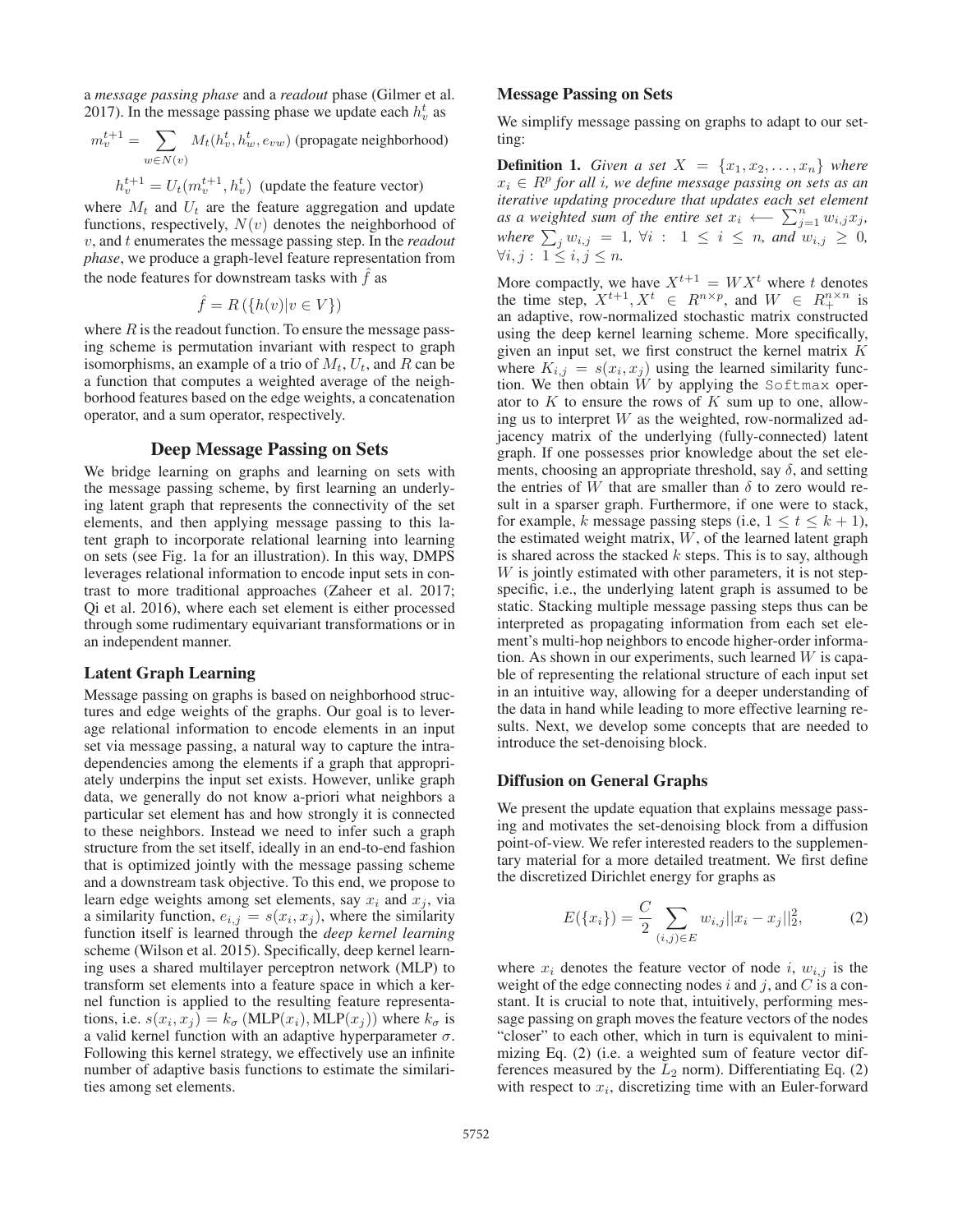a *message passing phase* and a *readout* phase (Gilmer et al. 2017). In the message passing phase we update each $h_v^t$ as

$$m_v^{t+1} = \sum_{w \in N(v)} M_t(h_v^t, h_w^t, e_{vw}) \text{ (propagate neighborhood)}$$

$$h_v^{t+1} = U_t(m_v^{t+1}, h_v^t) \text{ (update the feature vector)}$$

where $M_t$ and $U_t$ are the feature aggregation and update functions, respectively, $N(v)$ denotes the neighborhood of $v$, and $t$ enumerates the message passing step. In the *readout phase*, we produce a graph-level feature representation from the node features for downstream tasks with $\hat{f}$ as

$$\hat{f} = R\left(\{h(v) | v \in V\}\right)$$

where $R$ is the readout function. To ensure the message passing scheme is permutation invariant with respect to graph isomorphisms, an example of a trio of $M_t$, $U_t$, and $R$ can be a function that computes a weighted average of the neighborhood features based on the edge weights, a concatenation operator, and a sum operator, respectively.

## Deep Message Passing on Sets

We bridge learning on graphs and learning on sets with the message passing scheme, by first learning an underlying latent graph that represents the connectivity of the set elements, and then applying message passing to this latent graph to incorporate relational learning into learning on sets (see Fig. 1a for an illustration). In this way, DMPS leverages relational information to encode input sets in contrast to more traditional approaches (Zaheer et al. 2017; Qi et al. 2016), where each set element is either processed through some rudimentary equivariant transformations or in an independent manner.

### Latent Graph Learning

Message passing on graphs is based on neighborhood structures and edge weights of the graphs. Our goal is to leverage relational information to encode elements in an input set via message passing, a natural way to capture the intra-dependencies among the elements if a graph that appropriately underpins the input set exists. However, unlike graph data, we generally do not know a-priori what neighbors a particular set element has and how strongly it is connected to these neighbors. Instead we need to infer such a graph structure from the set itself, ideally in an end-to-end fashion that is optimized jointly with the message passing scheme and a downstream task objective. To this end, we propose to learn edge weights among set elements, say $x_i$ and $x_j$, via a similarity function, $e_{i,j} = s(x_i, x_j)$, where the similarity function itself is learned through the *deep kernel learning* scheme (Wilson et al. 2015). Specifically, deep kernel learning uses a shared multilayer perceptron network (MLP) to transform set elements into a feature space in which a kernel function is applied to the resulting feature representations, i.e. $s(x_i, x_j) = k_\sigma\left(\text{MLP}(x_i), \text{MLP}(x_j)\right)$ where $k_\sigma$ is a valid kernel function with an adaptive hyperparameter $\sigma$. Following this kernel strategy, we effectively use an infinite number of adaptive basis functions to estimate the similarities among set elements.

### Message Passing on Sets

We simplify message passing on graphs to adapt to our setting:

**Definition 1.** *Given a set $X = \{x_1, x_2, \ldots, x_n\}$ where $x_i \in R^p$ for all $i$, we define message passing on sets as an iterative updating procedure that updates each set element as a weighted sum of the entire set $x_i \longleftarrow \sum_{j=1}^n w_{i,j} x_j$, where $\sum_j w_{i,j} = 1$, $\forall i: \ 1 \leq i \leq n$, and $w_{i,j} \geq 0$, $\forall i, j: \ 1 \leq i, j \leq n$.*

More compactly, we have $X^{t+1} = WX^t$ where $t$ denotes the time step, $X^{t+1}, X^t \in R^{n \times p}$, and $W \in R_+^{n \times n}$ is an adaptive, row-normalized stochastic matrix constructed using the deep kernel learning scheme. More specifically, given an input set, we first construct the kernel matrix $K$ where $K_{i,j} = s(x_i, x_j)$ using the learned similarity function. We then obtain $W$ by applying the `Softmax` operator to $K$ to ensure the rows of $K$ sum up to one, allowing us to interpret $W$ as the weighted, row-normalized adjacency matrix of the underlying (fully-connected) latent graph. If one possesses prior knowledge about the set elements, choosing an appropriate threshold, say $\delta$, and setting the entries of $W$ that are smaller than $\delta$ to zero would result in a sparser graph. Furthermore, if one were to stack, for example, $k$ message passing steps (i.e, $1 \leq t \leq k+1$), the estimated weight matrix, $W$, of the learned latent graph is shared across the stacked $k$ steps. This is to say, although $W$ is jointly estimated with other parameters, it is not step-specific, i.e., the underlying latent graph is assumed to be static. Stacking multiple message passing steps thus can be interpreted as propagating information from each set element's multi-hop neighbors to encode higher-order information. As shown in our experiments, such learned $W$ is capable of representing the relational structure of each input set in an intuitive way, allowing for a deeper understanding of the data in hand while leading to more effective learning results. Next, we develop some concepts that are needed to introduce the set-denoising block.

### Diffusion on General Graphs

We present the update equation that explains message passing and motivates the set-denoising block from a diffusion point-of-view. We refer interested readers to the supplementary material for a more detailed treatment. We first define the discretized Dirichlet energy for graphs as

$$E(\{x_i\}) = \frac{C}{2} \sum_{(i,j) \in E} w_{i,j} ||x_i - x_j||_2^2, \tag{2}$$

where $x_i$ denotes the feature vector of node $i$, $w_{i,j}$ is the weight of the edge connecting nodes $i$ and $j$, and $C$ is a constant. It is crucial to note that, intuitively, performing message passing on graph moves the feature vectors of the nodes "closer" to each other, which in turn is equivalent to minimizing Eq. (2) (i.e. a weighted sum of feature vector differences measured by the $L_2$ norm). Differentiating Eq. (2) with respect to $x_i$, discretizing time with an Euler-forward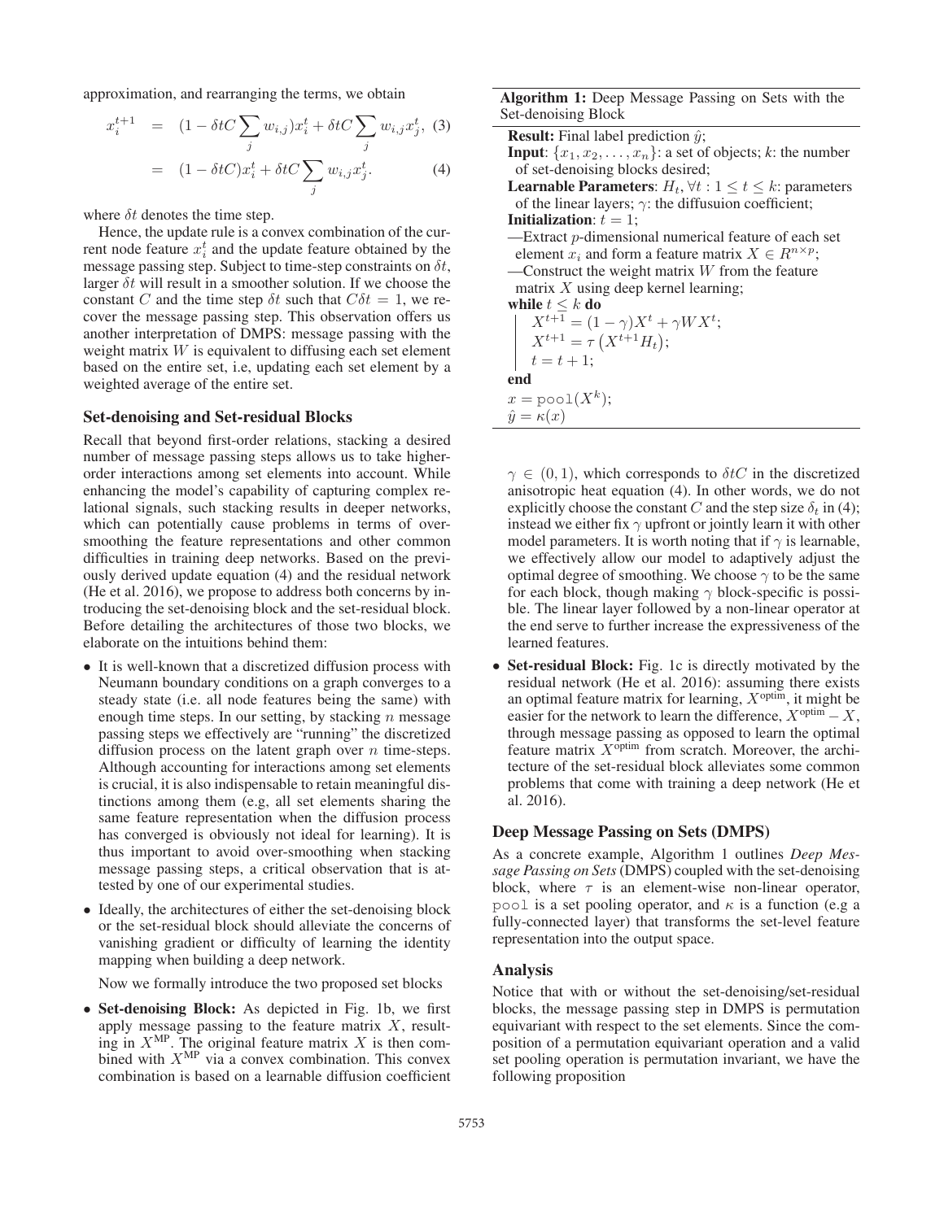approximation, and rearranging the terms, we obtain

$$
\begin{aligned}
x_i^{t+1} &= (1 - \delta t C \sum_j w_{i,j}) x_i^t + \delta t C \sum_j w_{i,j} x_j^t, \quad (3) \\
&= (1 - \delta t C) x_i^t + \delta t C \sum_j w_{i,j} x_j^t. \quad (4)
\end{aligned}
$$

where $\delta t$ denotes the time step.

Hence, the update rule is a convex combination of the current node feature $x_i^t$ and the update feature obtained by the message passing step. Subject to time-step constraints on $\delta t$, larger $\delta t$ will result in a smoother solution. If we choose the constant $C$ and the time step $\delta t$ such that $C\delta t = 1$, we recover the message passing step. This observation offers us another interpretation of DMPS: message passing with the weight matrix $W$ is equivalent to diffusing each set element based on the entire set, i.e, updating each set element by a weighted average of the entire set.

### Set-denoising and Set-residual Blocks

Recall that beyond first-order relations, stacking a desired number of message passing steps allows us to take higher-order interactions among set elements into account. While enhancing the model's capability of capturing complex relational signals, such stacking results in deeper networks, which can potentially cause problems in terms of over-smoothing the feature representations and other common difficulties in training deep networks. Based on the previously derived update equation (4) and the residual network (He et al. 2016), we propose to address both concerns by introducing the set-denoising block and the set-residual block. Before detailing the architectures of those two blocks, we elaborate on the intuitions behind them:

- It is well-known that a discretized diffusion process with Neumann boundary conditions on a graph converges to a steady state (i.e. all node features being the same) with enough time steps. In our setting, by stacking $n$ message passing steps we effectively are "running" the discretized diffusion process on the latent graph over $n$ time-steps. Although accounting for interactions among set elements is crucial, it is also indispensable to retain meaningful distinctions among them (e.g, all set elements sharing the same feature representation when the diffusion process has converged is obviously not ideal for learning). It is thus important to avoid over-smoothing when stacking message passing steps, a critical observation that is attested by one of our experimental studies.
- Ideally, the architectures of either the set-denoising block or the set-residual block should alleviate the concerns of vanishing gradient or difficulty of learning the identity mapping when building a deep network.

Now we formally introduce the two proposed set blocks

- **Set-denoising Block:** As depicted in Fig. 1b, we first apply message passing to the feature matrix $X$, resulting in $X^{\text{MP}}$. The original feature matrix $X$ is then combined with $X^{\text{MP}}$ via a convex combination. This convex combination is based on a learnable diffusion coefficient $\gamma \in (0, 1)$, which corresponds to $\delta t C$ in the discretized anisotropic heat equation (4). In other words, we do not explicitly choose the constant $C$ and the step size $\delta_t$ in (4); instead we either fix $\gamma$ upfront or jointly learn it with other model parameters. It is worth noting that if $\gamma$ is learnable, we effectively allow our model to adaptively adjust the optimal degree of smoothing. We choose $\gamma$ to be the same for each block, though making $\gamma$ block-specific is possible. The linear layer followed by a non-linear operator at the end serve to further increase the expressiveness of the learned features.
- **Set-residual Block:** Fig. 1c is directly motivated by the residual network (He et al. 2016): assuming there exists an optimal feature matrix for learning, $X^{\text{optim}}$, it might be easier for the network to learn the difference, $X^{\text{optim}} - X$, through message passing as opposed to learn the optimal feature matrix $X^{\text{optim}}$ from scratch. Moreover, the architecture of the set-residual block alleviates some common problems that come with training a deep network (He et al. 2016).

---

**Algorithm 1:** Deep Message Passing on Sets with the Set-denoising Block

**Result:** Final label prediction $\hat{y}$;
**Input**: $\{x_1, x_2, \ldots, x_n\}$: a set of objects; $k$: the number of set-denoising blocks desired;
**Learnable Parameters**: $H_t, \forall t : 1 \leq t \leq k$: parameters of the linear layers; $\gamma$: the diffusuion coefficient;
**Initialization**: $t = 1$;
—Extract $p$-dimensional numerical feature of each set element $x_i$ and form a feature matrix $X \in R^{n \times p}$;
—Construct the weight matrix $W$ from the feature matrix $X$ using deep kernel learning;
**while** $t \leq k$ **do**
  $X^{t+1} = (1 - \gamma) X^t + \gamma W X^t$;
  $X^{t+1} = \tau\left(X^{t+1} H_t\right)$;
  $t = t + 1$;
**end**
$x = \texttt{pool}(X^k)$;
$\hat{y} = \kappa(x)$

---

### Deep Message Passing on Sets (DMPS)

As a concrete example, Algorithm 1 outlines *Deep Message Passing on Sets* (DMPS) coupled with the set-denoising block, where $\tau$ is an element-wise non-linear operator, `pool` is a set pooling operator, and $\kappa$ is a function (e.g a fully-connected layer) that transforms the set-level feature representation into the output space.

### Analysis

Notice that with or without the set-denoising/set-residual blocks, the message passing step in DMPS is permutation equivariant with respect to the set elements. Since the composition of a permutation equivariant operation and a valid set pooling operation is permutation invariant, we have the following proposition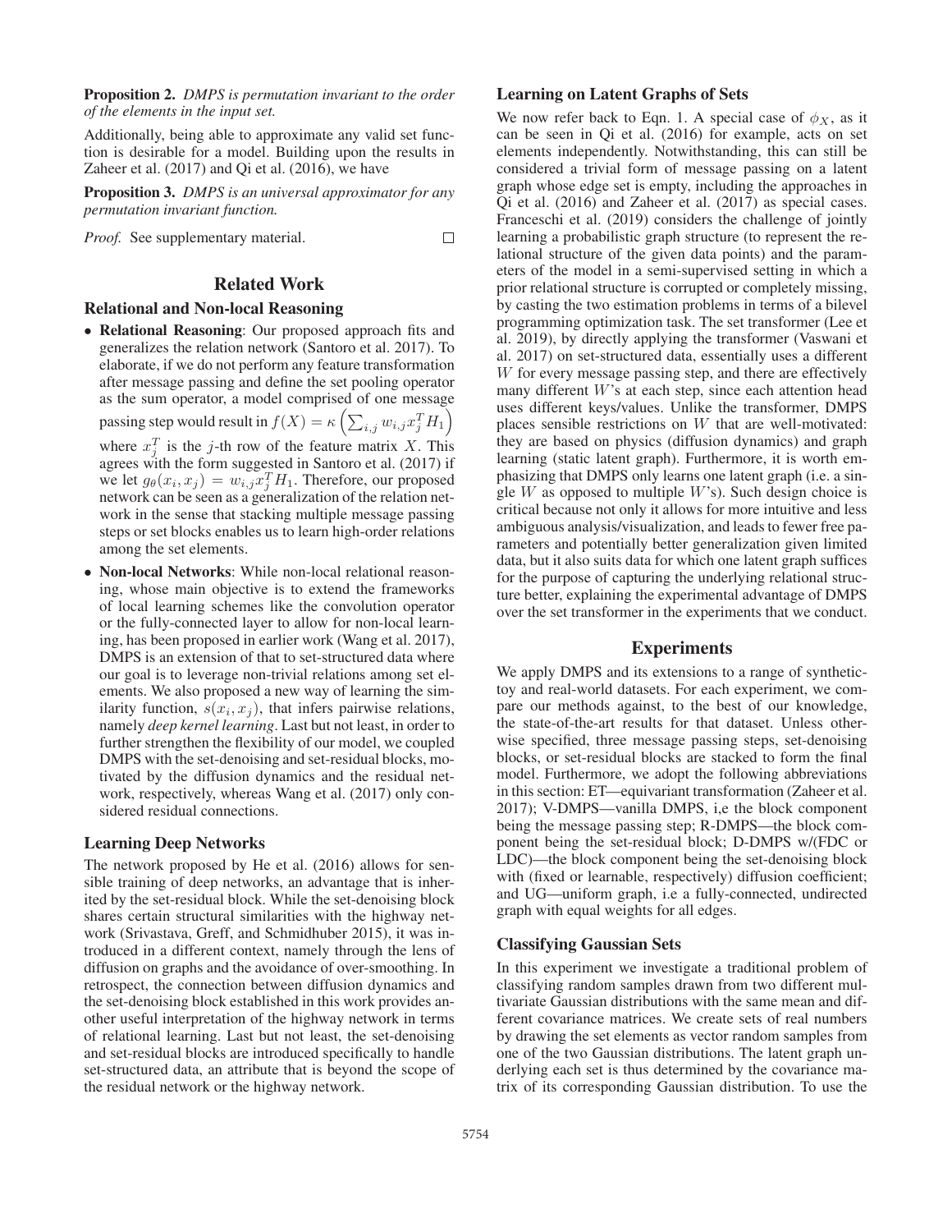**Proposition 2.** *DMPS is permutation invariant to the order of the elements in the input set.*

Additionally, being able to approximate any valid set function is desirable for a model. Building upon the results in Zaheer et al. (2017) and Qi et al. (2016), we have

**Proposition 3.** *DMPS is an universal approximator for any permutation invariant function.*

*Proof.* See supplementary material. □

## Related Work

### Relational and Non-local Reasoning

- **Relational Reasoning**: Our proposed approach fits and generalizes the relation network (Santoro et al. 2017). To elaborate, if we do not perform any feature transformation after message passing and define the set pooling operator as the sum operator, a model comprised of one message passing step would result in $f(X) = \kappa\left(\sum_{i,j} w_{i,j} x_j^T H_1\right)$ where $x_j^T$ is the $j$-th row of the feature matrix $X$. This agrees with the form suggested in Santoro et al. (2017) if we let $g_\theta(x_i, x_j) = w_{i,j} x_j^T H_1$. Therefore, our proposed network can be seen as a generalization of the relation network in the sense that stacking multiple message passing steps or set blocks enables us to learn high-order relations among the set elements.
- **Non-local Networks**: While non-local relational reasoning, whose main objective is to extend the frameworks of local learning schemes like the convolution operator or the fully-connected layer to allow for non-local learning, has been proposed in earlier work (Wang et al. 2017), DMPS is an extension of that to set-structured data where our goal is to leverage non-trivial relations among set elements. We also proposed a new way of learning the similarity function, $s(x_i, x_j)$, that infers pairwise relations, namely *deep kernel learning*. Last but not least, in order to further strengthen the flexibility of our model, we coupled DMPS with the set-denoising and set-residual blocks, motivated by the diffusion dynamics and the residual network, respectively, whereas Wang et al. (2017) only considered residual connections.

### Learning Deep Networks

The network proposed by He et al. (2016) allows for sensible training of deep networks, an advantage that is inherited by the set-residual block. While the set-denoising block shares certain structural similarities with the highway network (Srivastava, Greff, and Schmidhuber 2015), it was introduced in a different context, namely through the lens of diffusion on graphs and the avoidance of over-smoothing. In retrospect, the connection between diffusion dynamics and the set-denoising block established in this work provides another useful interpretation of the highway network in terms of relational learning. Last but not least, the set-denoising and set-residual blocks are introduced specifically to handle set-structured data, an attribute that is beyond the scope of the residual network or the highway network.

### Learning on Latent Graphs of Sets

We now refer back to Eqn. 1. A special case of $\phi_X$, as it can be seen in Qi et al. (2016) for example, acts on set elements independently. Notwithstanding, this can still be considered a trivial form of message passing on a latent graph whose edge set is empty, including the approaches in Qi et al. (2016) and Zaheer et al. (2017) as special cases. Franceschi et al. (2019) considers the challenge of jointly learning a probabilistic graph structure (to represent the relational structure of the given data points) and the parameters of the model in a semi-supervised setting in which a prior relational structure is corrupted or completely missing, by casting the two estimation problems in terms of a bilevel programming optimization task. The set transformer (Lee et al. 2019), by directly applying the transformer (Vaswani et al. 2017) on set-structured data, essentially uses a different $W$ for every message passing step, and there are effectively many different $W$'s at each step, since each attention head uses different keys/values. Unlike the transformer, DMPS places sensible restrictions on $W$ that are well-motivated: they are based on physics (diffusion dynamics) and graph learning (static latent graph). Furthermore, it is worth emphasizing that DMPS only learns one latent graph (i.e. a single $W$ as opposed to multiple $W$'s). Such design choice is critical because not only it allows for more intuitive and less ambiguous analysis/visualization, and leads to fewer free parameters and potentially better generalization given limited data, but it also suits data for which one latent graph suffices for the purpose of capturing the underlying relational structure better, explaining the experimental advantage of DMPS over the set transformer in the experiments that we conduct.

## Experiments

We apply DMPS and its extensions to a range of synthetic-toy and real-world datasets. For each experiment, we compare our methods against, to the best of our knowledge, the state-of-the-art results for that dataset. Unless otherwise specified, three message passing steps, set-denoising blocks, or set-residual blocks are stacked to form the final model. Furthermore, we adopt the following abbreviations in this section: ET—equivariant transformation (Zaheer et al. 2017); V-DMPS—vanilla DMPS, i,e the block component being the message passing step; R-DMPS—the block component being the set-residual block; D-DMPS w/(FDC or LDC)—the block component being the set-denoising block with (fixed or learnable, respectively) diffusion coefficient; and UG—uniform graph, i.e a fully-connected, undirected graph with equal weights for all edges.

### Classifying Gaussian Sets

In this experiment we investigate a traditional problem of classifying random samples drawn from two different multivariate Gaussian distributions with the same mean and different covariance matrices. We create sets of real numbers by drawing the set elements as vector random samples from one of the two Gaussian distributions. The latent graph underlying each set is thus determined by the covariance matrix of its corresponding Gaussian distribution. To use the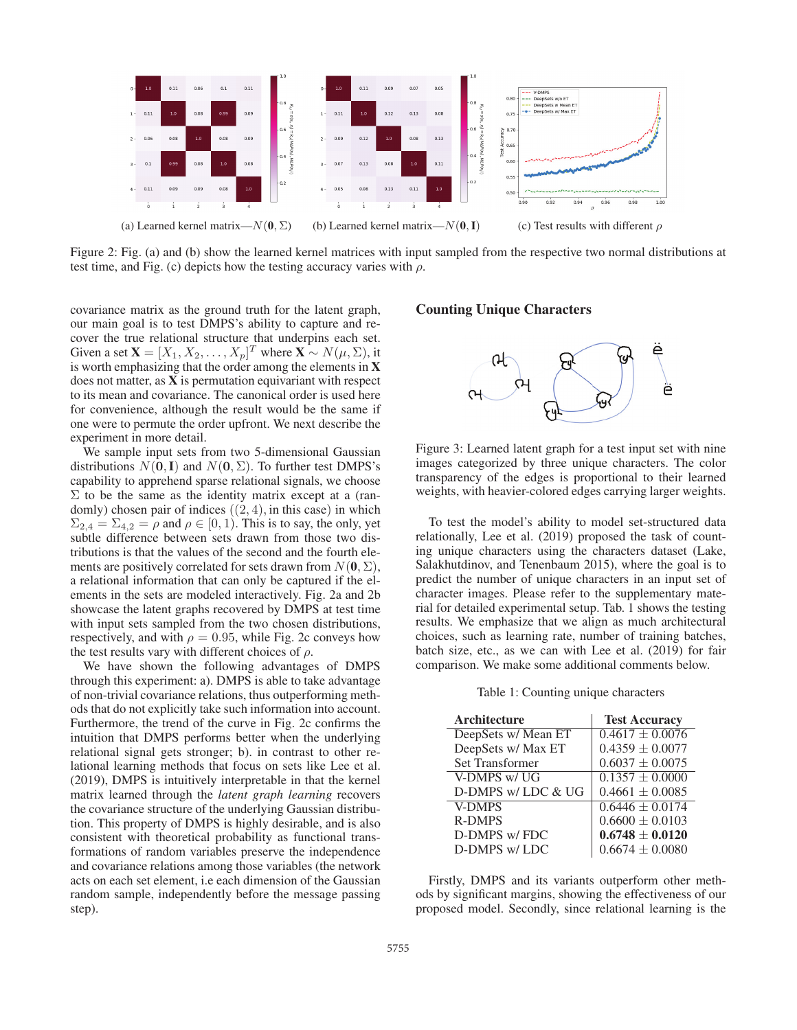(a) Learned kernel matrix—$N(\mathbf{0}, \Sigma)$ (b) Learned kernel matrix—$N(\mathbf{0}, \mathbf{I})$ (c) Test results with different $\rho$

Figure 2: Fig. (a) and (b) show the learned kernel matrices with input sampled from the respective two normal distributions at test time, and Fig. (c) depicts how the testing accuracy varies with $\rho$.

covariance matrix as the ground truth for the latent graph, our main goal is to test DMPS's ability to capture and recover the true relational structure that underpins each set. Given a set $\mathbf{X} = [X_1, X_2, \ldots, X_p]^T$ where $\mathbf{X} \sim N(\mu, \Sigma)$, it is worth emphasizing that the order among the elements in $\mathbf{X}$ does not matter, as $\mathbf{X}$ is permutation equivariant with respect to its mean and covariance. The canonical order is used here for convenience, although the result would be the same if one were to permute the order upfront. We next describe the experiment in more detail.

We sample input sets from two 5-dimensional Gaussian distributions $N(\mathbf{0}, \mathbf{I})$ and $N(\mathbf{0}, \Sigma)$. To further test DMPS's capability to apprehend sparse relational signals, we choose $\Sigma$ to be the same as the identity matrix except at a (randomly) chosen pair of indices ($(2, 4)$, in this case) in which $\Sigma_{2,4} = \Sigma_{4,2} = \rho$ and $\rho \in [0, 1)$. This is to say, the only, yet subtle difference between sets drawn from those two distributions is that the values of the second and the fourth elements are positively correlated for sets drawn from $N(\mathbf{0}, \Sigma)$, a relational information that can only be captured if the elements in the sets are modeled interactively. Fig. 2a and 2b showcase the latent graphs recovered by DMPS at test time with input sets sampled from the two chosen distributions, respectively, and with $\rho = 0.95$, while Fig. 2c conveys how the test results vary with different choices of $\rho$.

We have shown the following advantages of DMPS through this experiment: a). DMPS is able to take advantage of non-trivial covariance relations, thus outperforming methods that do not explicitly take such information into account. Furthermore, the trend of the curve in Fig. 2c confirms the intuition that DMPS performs better when the underlying relational signal gets stronger; b). in contrast to other relational learning methods that focus on sets like Lee et al. (2019), DMPS is intuitively interpretable in that the kernel matrix learned through the *latent graph learning* recovers the covariance structure of the underlying Gaussian distribution. This property of DMPS is highly desirable, and is also consistent with theoretical probability as functional transformations of random variables preserve the independence and covariance relations among those variables (the network acts on each set element, i.e each dimension of the Gaussian random sample, independently before the message passing step).

## Counting Unique Characters

Figure 3: Learned latent graph for a test input set with nine images categorized by three unique characters. The color transparency of the edges is proportional to their learned weights, with heavier-colored edges carrying larger weights.

To test the model's ability to model set-structured data relationally, Lee et al. (2019) proposed the task of counting unique characters using the characters dataset (Lake, Salakhutdinov, and Tenenbaum 2015), where the goal is to predict the number of unique characters in an input set of character images. Please refer to the supplementary material for detailed experimental setup. Tab. 1 shows the testing results. We emphasize that we align as much architectural choices, such as learning rate, number of training batches, batch size, etc., as we can with Lee et al. (2019) for fair comparison. We make some additional comments below.

Table 1: Counting unique characters

| Architecture | Test Accuracy |
|---|---|
| DeepSets w/ Mean ET | $0.4617 \pm 0.0076$ |
| DeepSets w/ Max ET | $0.4359 \pm 0.0077$ |
| Set Transformer | $0.6037 \pm 0.0075$ |
| V-DMPS w/ UG | $0.1357 \pm 0.0000$ |
| D-DMPS w/ LDC & UG | $0.4661 \pm 0.0085$ |
| V-DMPS | $0.6446 \pm 0.0174$ |
| R-DMPS | $0.6600 \pm 0.0103$ |
| D-DMPS w/ FDC | $\mathbf{0.6748 \pm 0.0120}$ |
| D-DMPS w/ LDC | $0.6674 \pm 0.0080$ |

Firstly, DMPS and its variants outperform other methods by significant margins, showing the effectiveness of our proposed model. Secondly, since relational learning is the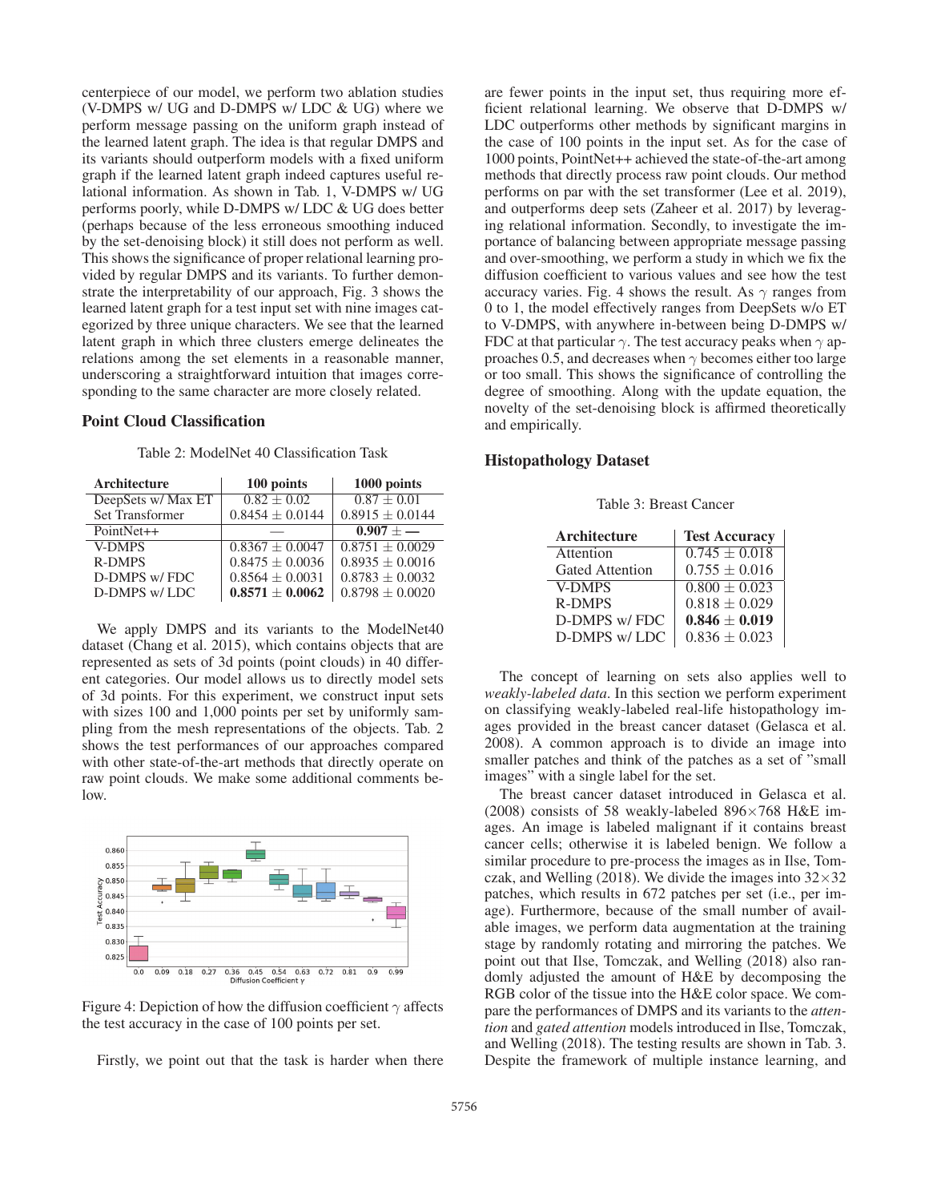centerpiece of our model, we perform two ablation studies (V-DMPS w/ UG and D-DMPS w/ LDC & UG) where we perform message passing on the uniform graph instead of the learned latent graph. The idea is that regular DMPS and its variants should outperform models with a fixed uniform graph if the learned latent graph indeed captures useful relational information. As shown in Tab. 1, V-DMPS w/ UG performs poorly, while D-DMPS w/ LDC & UG does better (perhaps because of the less erroneous smoothing induced by the set-denoising block) it still does not perform as well. This shows the significance of proper relational learning provided by regular DMPS and its variants. To further demonstrate the interpretability of our approach, Fig. 3 shows the learned latent graph for a test input set with nine images categorized by three unique characters. We see that the learned latent graph in which three clusters emerge delineates the relations among the set elements in a reasonable manner, underscoring a straightforward intuition that images corresponding to the same character are more closely related.

## Point Cloud Classification

Table 2: ModelNet 40 Classification Task

| Architecture | 100 points | 1000 points |
|---|---|---|
| DeepSets w/ Max ET | $0.82 \pm 0.02$ | $0.87 \pm 0.01$ |
| Set Transformer | $0.8454 \pm 0.0144$ | $0.8915 \pm 0.0144$ |
| PointNet++ | — | $\mathbf{0.907} \pm$ **—** |
| V-DMPS | $0.8367 \pm 0.0047$ | $0.8751 \pm 0.0029$ |
| R-DMPS | $0.8475 \pm 0.0036$ | $0.8935 \pm 0.0016$ |
| D-DMPS w/ FDC | $0.8564 \pm 0.0031$ | $0.8783 \pm 0.0032$ |
| D-DMPS w/ LDC | $\mathbf{0.8571 \pm 0.0062}$ | $0.8798 \pm 0.0020$ |

We apply DMPS and its variants to the ModelNet40 dataset (Chang et al. 2015), which contains objects that are represented as sets of 3d points (point clouds) in 40 different categories. Our model allows us to directly model sets of 3d points. For this experiment, we construct input sets with sizes 100 and 1,000 points per set by uniformly sampling from the mesh representations of the objects. Tab. 2 shows the test performances of our approaches compared with other state-of-the-art methods that directly operate on raw point clouds. We make some additional comments below.

Figure 4: Depiction of how the diffusion coefficient $\gamma$ affects the test accuracy in the case of 100 points per set.

Firstly, we point out that the task is harder when there are fewer points in the input set, thus requiring more efficient relational learning. We observe that D-DMPS w/ LDC outperforms other methods by significant margins in the case of 100 points in the input set. As for the case of 1000 points, PointNet++ achieved the state-of-the-art among methods that directly process raw point clouds. Our method performs on par with the set transformer (Lee et al. 2019), and outperforms deep sets (Zaheer et al. 2017) by leveraging relational information. Secondly, to investigate the importance of balancing between appropriate message passing and over-smoothing, we perform a study in which we fix the diffusion coefficient to various values and see how the test accuracy varies. Fig. 4 shows the result. As $\gamma$ ranges from 0 to 1, the model effectively ranges from DeepSets w/o ET to V-DMPS, with anywhere in-between being D-DMPS w/ FDC at that particular $\gamma$. The test accuracy peaks when $\gamma$ approaches 0.5, and decreases when $\gamma$ becomes either too large or too small. This shows the significance of controlling the degree of smoothing. Along with the update equation, the novelty of the set-denoising block is affirmed theoretically and empirically.

## Histopathology Dataset

Table 3: Breast Cancer

| Architecture | Test Accuracy |
|---|---|
| Attention | $0.745 \pm 0.018$ |
| Gated Attention | $0.755 \pm 0.016$ |
| V-DMPS | $0.800 \pm 0.023$ |
| R-DMPS | $0.818 \pm 0.029$ |
| D-DMPS w/ FDC | $\mathbf{0.846 \pm 0.019}$ |
| D-DMPS w/ LDC | $0.836 \pm 0.023$ |

The concept of learning on sets also applies well to *weakly-labeled data*. In this section we perform experiment on classifying weakly-labeled real-life histopathology images provided in the breast cancer dataset (Gelasca et al. 2008). A common approach is to divide an image into smaller patches and think of the patches as a set of "small images" with a single label for the set.

The breast cancer dataset introduced in Gelasca et al. (2008) consists of 58 weakly-labeled $896\times768$ H&E images. An image is labeled malignant if it contains breast cancer cells; otherwise it is labeled benign. We follow a similar procedure to pre-process the images as in Ilse, Tomczak, and Welling (2018). We divide the images into $32\times32$ patches, which results in 672 patches per set (i.e., per image). Furthermore, because of the small number of available images, we perform data augmentation at the training stage by randomly rotating and mirroring the patches. We point out that Ilse, Tomczak, and Welling (2018) also randomly adjusted the amount of H&E by decomposing the RGB color of the tissue into the H&E color space. We compare the performances of DMPS and its variants to the *attention* and *gated attention* models introduced in Ilse, Tomczak, and Welling (2018). The testing results are shown in Tab. 3. Despite the framework of multiple instance learning, and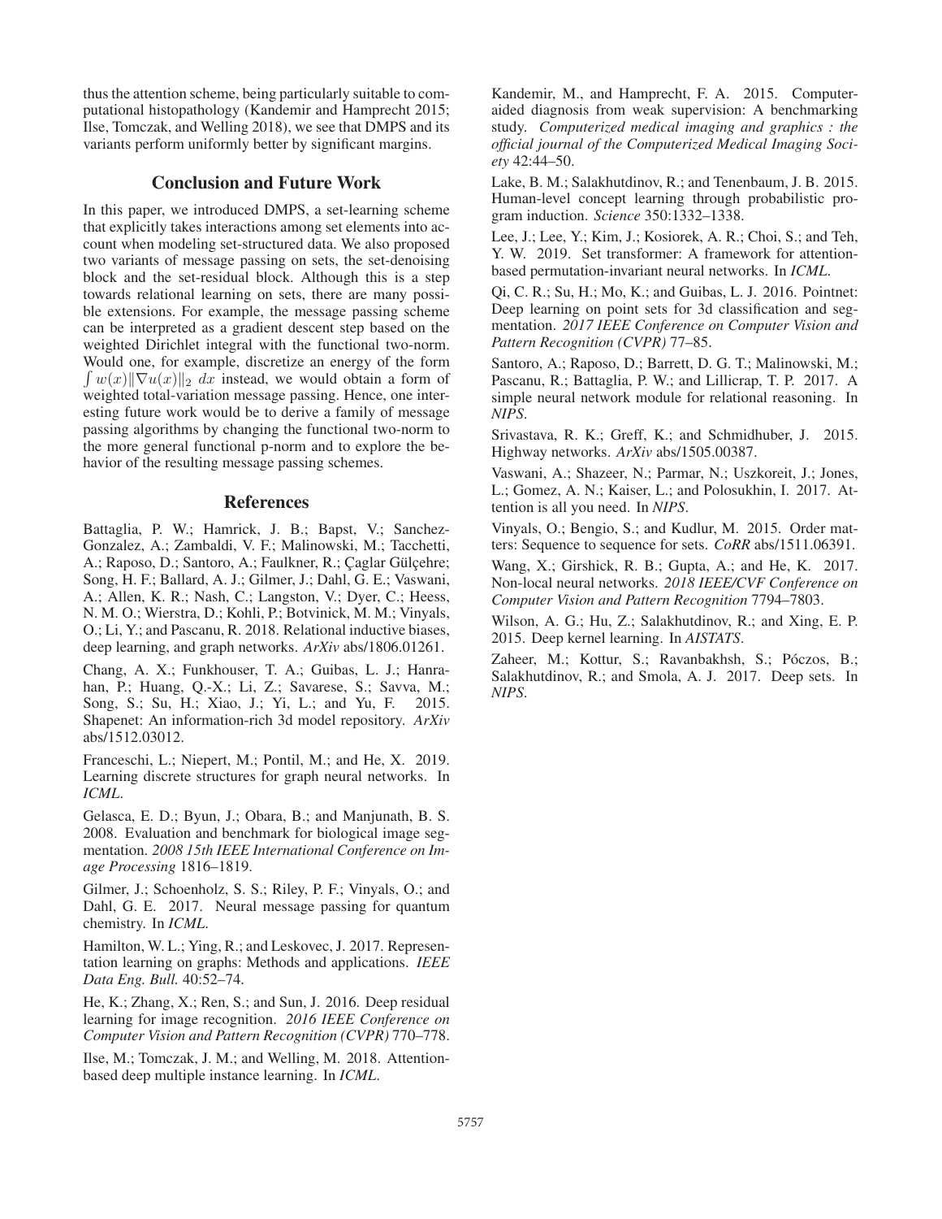thus the attention scheme, being particularly suitable to computational histopathology (Kandemir and Hamprecht 2015; Ilse, Tomczak, and Welling 2018), we see that DMPS and its variants perform uniformly better by significant margins.

## Conclusion and Future Work

In this paper, we introduced DMPS, a set-learning scheme that explicitly takes interactions among set elements into account when modeling set-structured data. We also proposed two variants of message passing on sets, the set-denoising block and the set-residual block. Although this is a step towards relational learning on sets, there are many possible extensions. For example, the message passing scheme can be interpreted as a gradient descent step based on the weighted Dirichlet integral with the functional two-norm. Would one, for example, discretize an energy of the form $\int w(x)\|\nabla u(x)\|_2 \; dx$ instead, we would obtain a form of weighted total-variation message passing. Hence, one interesting future work would be to derive a family of message passing algorithms by changing the functional two-norm to the more general functional p-norm and to explore the behavior of the resulting message passing schemes.

## References

Battaglia, P. W.; Hamrick, J. B.; Bapst, V.; Sanchez-Gonzalez, A.; Zambaldi, V. F.; Malinowski, M.; Tacchetti, A.; Raposo, D.; Santoro, A.; Faulkner, R.; Çaglar Gülçehre; Song, H. F.; Ballard, A. J.; Gilmer, J.; Dahl, G. E.; Vaswani, A.; Allen, K. R.; Nash, C.; Langston, V.; Dyer, C.; Heess, N. M. O.; Wierstra, D.; Kohli, P.; Botvinick, M. M.; Vinyals, O.; Li, Y.; and Pascanu, R. 2018. Relational inductive biases, deep learning, and graph networks. *ArXiv* abs/1806.01261.

Chang, A. X.; Funkhouser, T. A.; Guibas, L. J.; Hanrahan, P.; Huang, Q.-X.; Li, Z.; Savarese, S.; Savva, M.; Song, S.; Su, H.; Xiao, J.; Yi, L.; and Yu, F. 2015. Shapenet: An information-rich 3d model repository. *ArXiv* abs/1512.03012.

Franceschi, L.; Niepert, M.; Pontil, M.; and He, X. 2019. Learning discrete structures for graph neural networks. In *ICML*.

Gelasca, E. D.; Byun, J.; Obara, B.; and Manjunath, B. S. 2008. Evaluation and benchmark for biological image segmentation. *2008 15th IEEE International Conference on Image Processing* 1816–1819.

Gilmer, J.; Schoenholz, S. S.; Riley, P. F.; Vinyals, O.; and Dahl, G. E. 2017. Neural message passing for quantum chemistry. In *ICML*.

Hamilton, W. L.; Ying, R.; and Leskovec, J. 2017. Representation learning on graphs: Methods and applications. *IEEE Data Eng. Bull.* 40:52–74.

He, K.; Zhang, X.; Ren, S.; and Sun, J. 2016. Deep residual learning for image recognition. *2016 IEEE Conference on Computer Vision and Pattern Recognition (CVPR)* 770–778.

Ilse, M.; Tomczak, J. M.; and Welling, M. 2018. Attention-based deep multiple instance learning. In *ICML*.

Kandemir, M., and Hamprecht, F. A. 2015. Computer-aided diagnosis from weak supervision: A benchmarking study. *Computerized medical imaging and graphics : the official journal of the Computerized Medical Imaging Society* 42:44–50.

Lake, B. M.; Salakhutdinov, R.; and Tenenbaum, J. B. 2015. Human-level concept learning through probabilistic program induction. *Science* 350:1332–1338.

Lee, J.; Lee, Y.; Kim, J.; Kosiorek, A. R.; Choi, S.; and Teh, Y. W. 2019. Set transformer: A framework for attention-based permutation-invariant neural networks. In *ICML*.

Qi, C. R.; Su, H.; Mo, K.; and Guibas, L. J. 2016. Pointnet: Deep learning on point sets for 3d classification and segmentation. *2017 IEEE Conference on Computer Vision and Pattern Recognition (CVPR)* 77–85.

Santoro, A.; Raposo, D.; Barrett, D. G. T.; Malinowski, M.; Pascanu, R.; Battaglia, P. W.; and Lillicrap, T. P. 2017. A simple neural network module for relational reasoning. In *NIPS*.

Srivastava, R. K.; Greff, K.; and Schmidhuber, J. 2015. Highway networks. *ArXiv* abs/1505.00387.

Vaswani, A.; Shazeer, N.; Parmar, N.; Uszkoreit, J.; Jones, L.; Gomez, A. N.; Kaiser, L.; and Polosukhin, I. 2017. Attention is all you need. In *NIPS*.

Vinyals, O.; Bengio, S.; and Kudlur, M. 2015. Order matters: Sequence to sequence for sets. *CoRR* abs/1511.06391.

Wang, X.; Girshick, R. B.; Gupta, A.; and He, K. 2017. Non-local neural networks. *2018 IEEE/CVF Conference on Computer Vision and Pattern Recognition* 7794–7803.

Wilson, A. G.; Hu, Z.; Salakhutdinov, R.; and Xing, E. P. 2015. Deep kernel learning. In *AISTATS*.

Zaheer, M.; Kottur, S.; Ravanbakhsh, S.; Póczos, B.; Salakhutdinov, R.; and Smola, A. J. 2017. Deep sets. In *NIPS*.